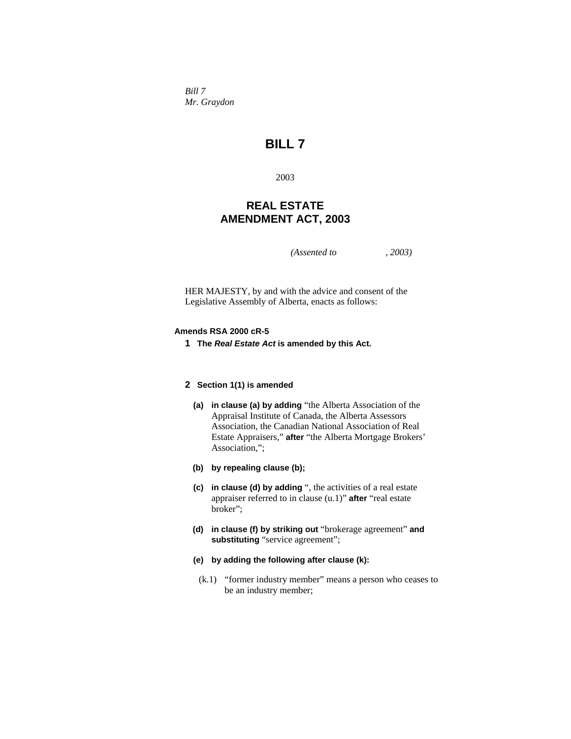*Bill 7*
*Mr. Graydon*

# BILL 7

2003

## REAL ESTATE AMENDMENT ACT, 2003

*(Assented to , 2003)*

HER MAJESTY, by and with the advice and consent of the Legislative Assembly of Alberta, enacts as follows:

**Amends RSA 2000 cR-5**

**1 The *Real Estate Act* is amended by this Act.**

**2 Section 1(1) is amended**

**(a) in clause (a) by adding** "the Alberta Association of the Appraisal Institute of Canada, the Alberta Assessors Association, the Canadian National Association of Real Estate Appraisers," **after** "the Alberta Mortgage Brokers' Association,";

**(b) by repealing clause (b);**

**(c) in clause (d) by adding** ", the activities of a real estate appraiser referred to in clause (u.1)" **after** "real estate broker";

**(d) in clause (f) by striking out** "brokerage agreement" **and substituting** "service agreement";

**(e) by adding the following after clause (k):**

(k.1) "former industry member" means a person who ceases to be an industry member;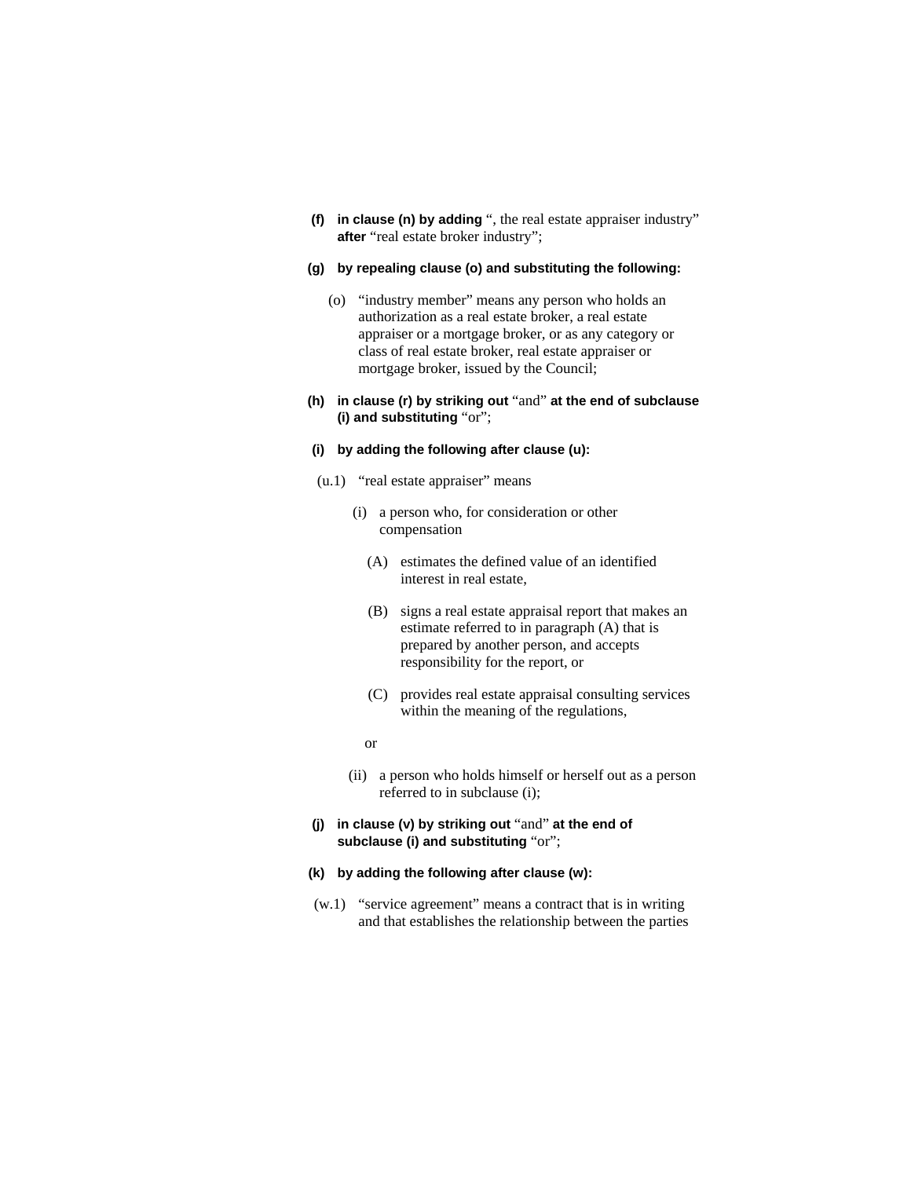**(f)** **in clause (n) by adding** ", the real estate appraiser industry" **after** "real estate broker industry";

**(g)** **by repealing clause (o) and substituting the following:**

(o) "industry member" means any person who holds an authorization as a real estate broker, a real estate appraiser or a mortgage broker, or as any category or class of real estate broker, real estate appraiser or mortgage broker, issued by the Council;

**(h)** **in clause (r) by striking out** "and" **at the end of subclause (i) and substituting** "or";

**(i)** **by adding the following after clause (u):**

(u.1) "real estate appraiser" means

(i) a person who, for consideration or other compensation

(A) estimates the defined value of an identified interest in real estate,

(B) signs a real estate appraisal report that makes an estimate referred to in paragraph (A) that is prepared by another person, and accepts responsibility for the report, or

(C) provides real estate appraisal consulting services within the meaning of the regulations,

or

(ii) a person who holds himself or herself out as a person referred to in subclause (i);

**(j)** **in clause (v) by striking out** "and" **at the end of subclause (i) and substituting** "or";

**(k)** **by adding the following after clause (w):**

(w.1) "service agreement" means a contract that is in writing and that establishes the relationship between the parties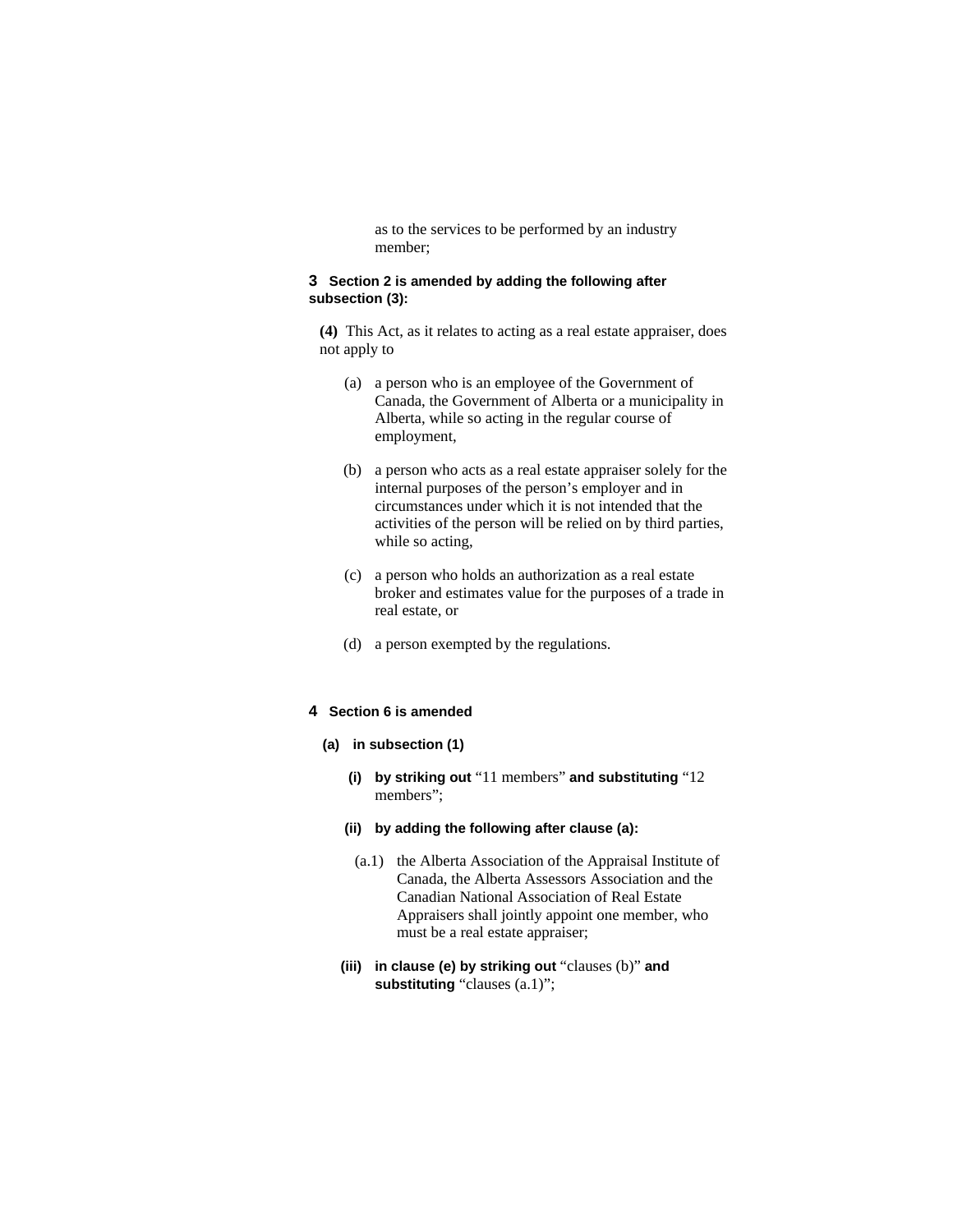as to the services to be performed by an industry member;

**3 Section 2 is amended by adding the following after subsection (3):**

**(4)** This Act, as it relates to acting as a real estate appraiser, does not apply to

(a) a person who is an employee of the Government of Canada, the Government of Alberta or a municipality in Alberta, while so acting in the regular course of employment,

(b) a person who acts as a real estate appraiser solely for the internal purposes of the person's employer and in circumstances under which it is not intended that the activities of the person will be relied on by third parties, while so acting,

(c) a person who holds an authorization as a real estate broker and estimates value for the purposes of a trade in real estate, or

(d) a person exempted by the regulations.

**4 Section 6 is amended**

**(a) in subsection (1)**

**(i) by striking out** "11 members" **and substituting** "12 members";

**(ii) by adding the following after clause (a):**

(a.1) the Alberta Association of the Appraisal Institute of Canada, the Alberta Assessors Association and the Canadian National Association of Real Estate Appraisers shall jointly appoint one member, who must be a real estate appraiser;

**(iii) in clause (e) by striking out** "clauses (b)" **and substituting** "clauses (a.1)";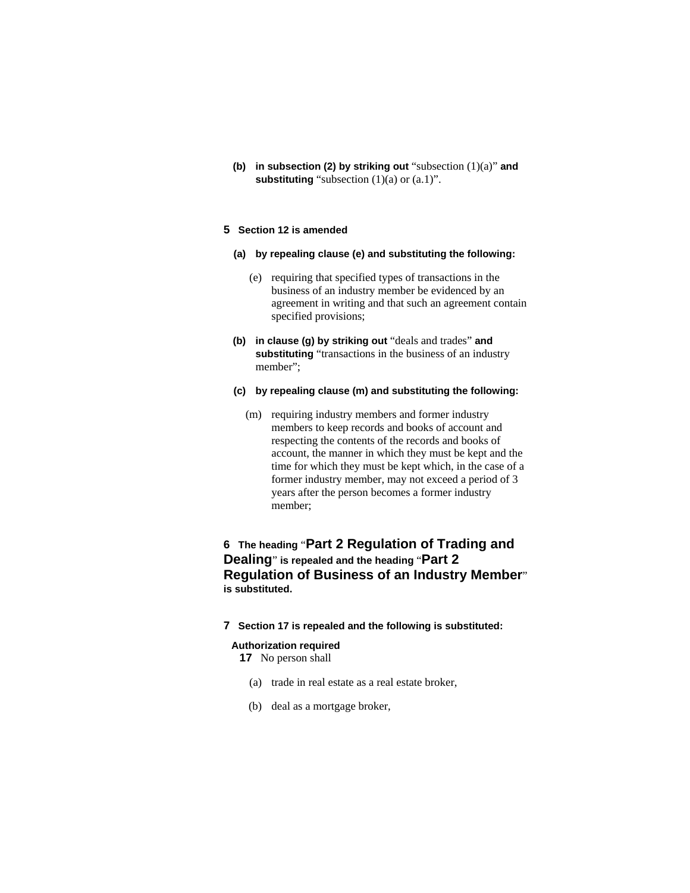**(b) in subsection (2) by striking out** "subsection (1)(a)" **and substituting** "subsection (1)(a) or (a.1)".

**5 Section 12 is amended**

**(a) by repealing clause (e) and substituting the following:**

(e) requiring that specified types of transactions in the business of an industry member be evidenced by an agreement in writing and that such an agreement contain specified provisions;

**(b) in clause (g) by striking out** "deals and trades" **and substituting** "transactions in the business of an industry member";

**(c) by repealing clause (m) and substituting the following:**

(m) requiring industry members and former industry members to keep records and books of account and respecting the contents of the records and books of account, the manner in which they must be kept and the time for which they must be kept which, in the case of a former industry member, may not exceed a period of 3 years after the person becomes a former industry member;

**6 The heading** "**Part 2 Regulation of Trading and Dealing**" **is repealed and the heading** "**Part 2 Regulation of Business of an Industry Member**" **is substituted.**

**7 Section 17 is repealed and the following is substituted:**

**Authorization required**

**17** No person shall

(a) trade in real estate as a real estate broker,

(b) deal as a mortgage broker,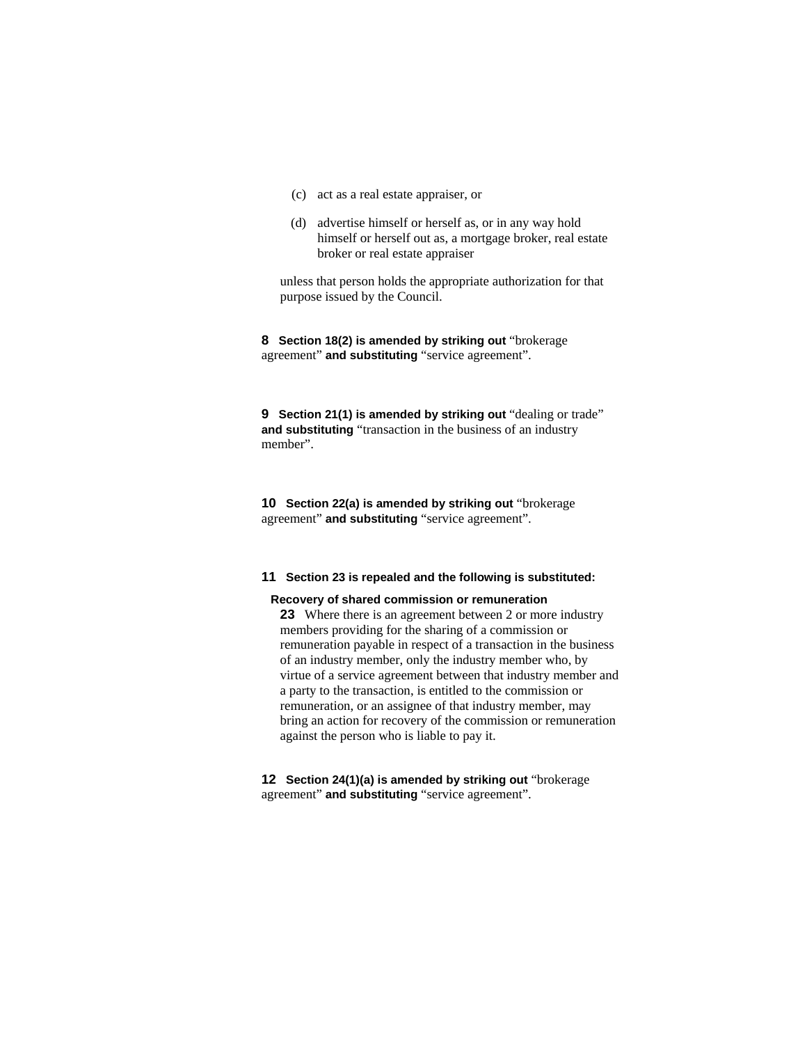(c) act as a real estate appraiser, or

(d) advertise himself or herself as, or in any way hold himself or herself out as, a mortgage broker, real estate broker or real estate appraiser

unless that person holds the appropriate authorization for that purpose issued by the Council.

**8** **Section 18(2) is amended by striking out** "brokerage agreement" **and substituting** "service agreement".

**9** **Section 21(1) is amended by striking out** "dealing or trade" **and substituting** "transaction in the business of an industry member".

**10** **Section 22(a) is amended by striking out** "brokerage agreement" **and substituting** "service agreement".

**11** **Section 23 is repealed and the following is substituted:**

**Recovery of shared commission or remuneration**

**23** Where there is an agreement between 2 or more industry members providing for the sharing of a commission or remuneration payable in respect of a transaction in the business of an industry member, only the industry member who, by virtue of a service agreement between that industry member and a party to the transaction, is entitled to the commission or remuneration, or an assignee of that industry member, may bring an action for recovery of the commission or remuneration against the person who is liable to pay it.

**12** **Section 24(1)(a) is amended by striking out** "brokerage agreement" **and substituting** "service agreement".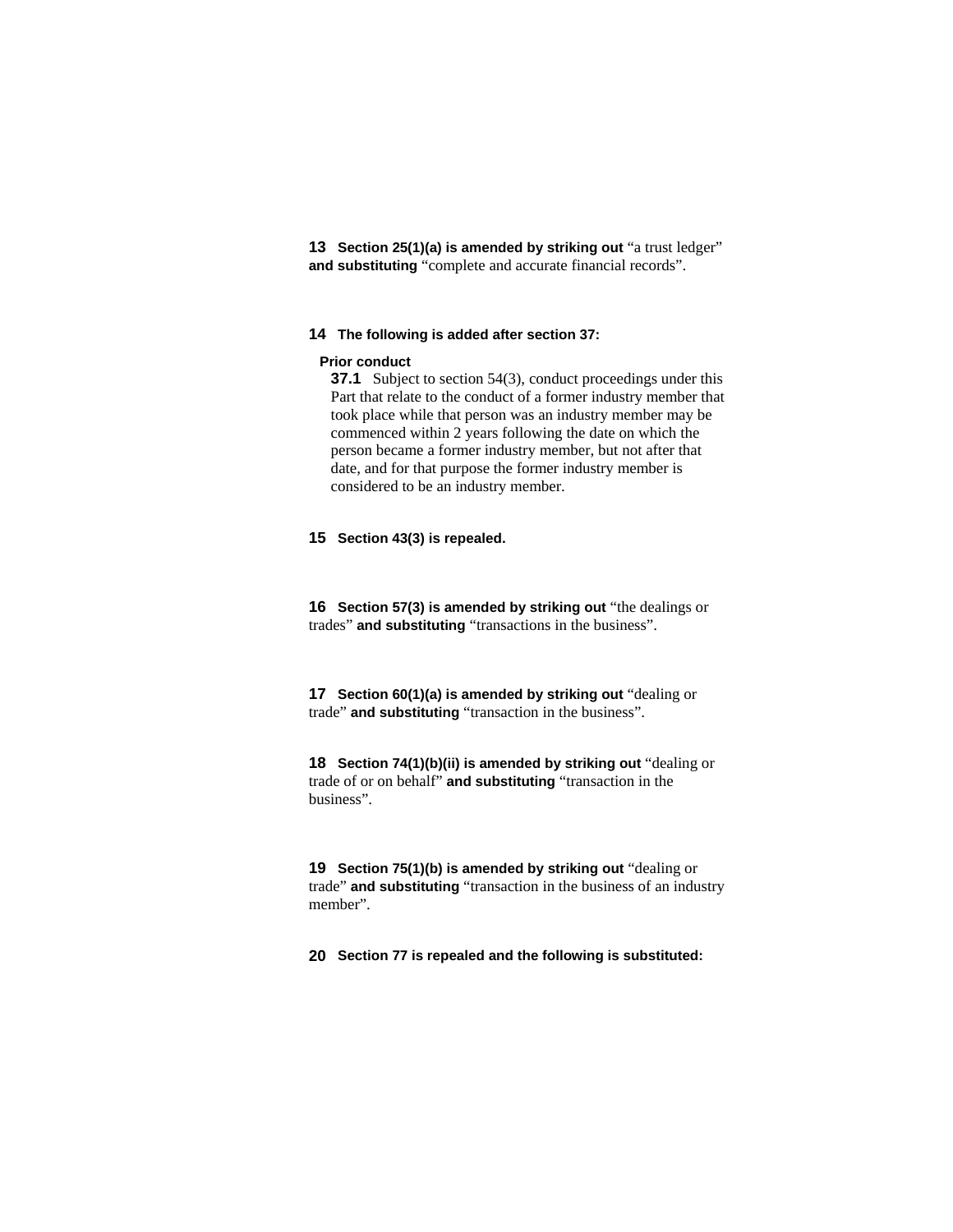**13** **Section 25(1)(a) is amended by striking out** "a trust ledger" **and substituting** "complete and accurate financial records".

**14** **The following is added after section 37:**

**Prior conduct**

**37.1** Subject to section 54(3), conduct proceedings under this Part that relate to the conduct of a former industry member that took place while that person was an industry member may be commenced within 2 years following the date on which the person became a former industry member, but not after that date, and for that purpose the former industry member is considered to be an industry member.

**15** **Section 43(3) is repealed.**

**16** **Section 57(3) is amended by striking out** "the dealings or trades" **and substituting** "transactions in the business".

**17** **Section 60(1)(a) is amended by striking out** "dealing or trade" **and substituting** "transaction in the business".

**18** **Section 74(1)(b)(ii) is amended by striking out** "dealing or trade of or on behalf" **and substituting** "transaction in the business".

**19** **Section 75(1)(b) is amended by striking out** "dealing or trade" **and substituting** "transaction in the business of an industry member".

**20** **Section 77 is repealed and the following is substituted:**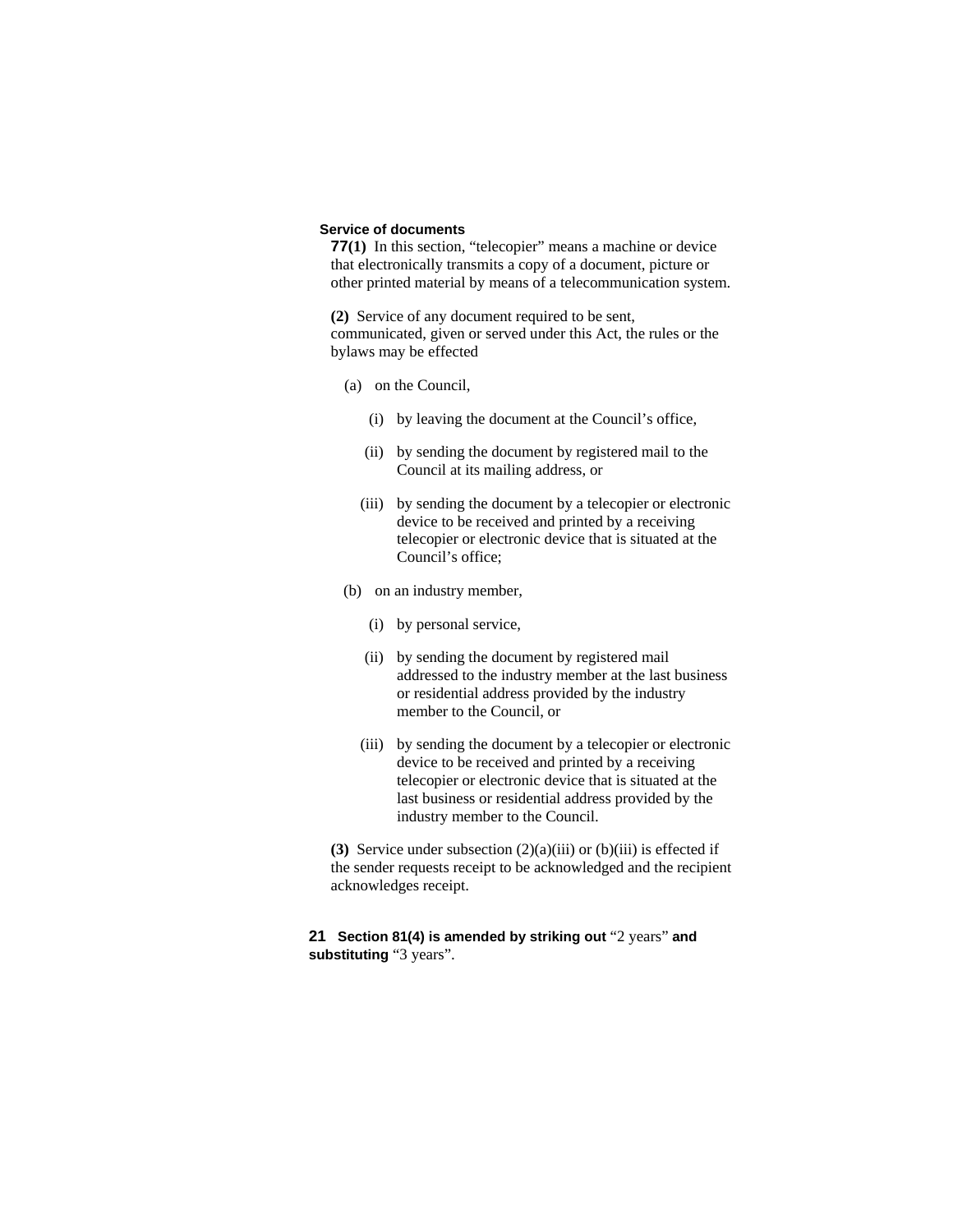**Service of documents**

**77(1)** In this section, “telecopier” means a machine or device that electronically transmits a copy of a document, picture or other printed material by means of a telecommunication system.

**(2)** Service of any document required to be sent, communicated, given or served under this Act, the rules or the bylaws may be effected

(a) on the Council,

(i) by leaving the document at the Council’s office,

(ii) by sending the document by registered mail to the Council at its mailing address, or

(iii) by sending the document by a telecopier or electronic device to be received and printed by a receiving telecopier or electronic device that is situated at the Council’s office;

(b) on an industry member,

(i) by personal service,

(ii) by sending the document by registered mail addressed to the industry member at the last business or residential address provided by the industry member to the Council, or

(iii) by sending the document by a telecopier or electronic device to be received and printed by a receiving telecopier or electronic device that is situated at the last business or residential address provided by the industry member to the Council.

**(3)** Service under subsection (2)(a)(iii) or (b)(iii) is effected if the sender requests receipt to be acknowledged and the recipient acknowledges receipt.

**21** **Section 81(4) is amended by striking out** “2 years” **and substituting** “3 years”.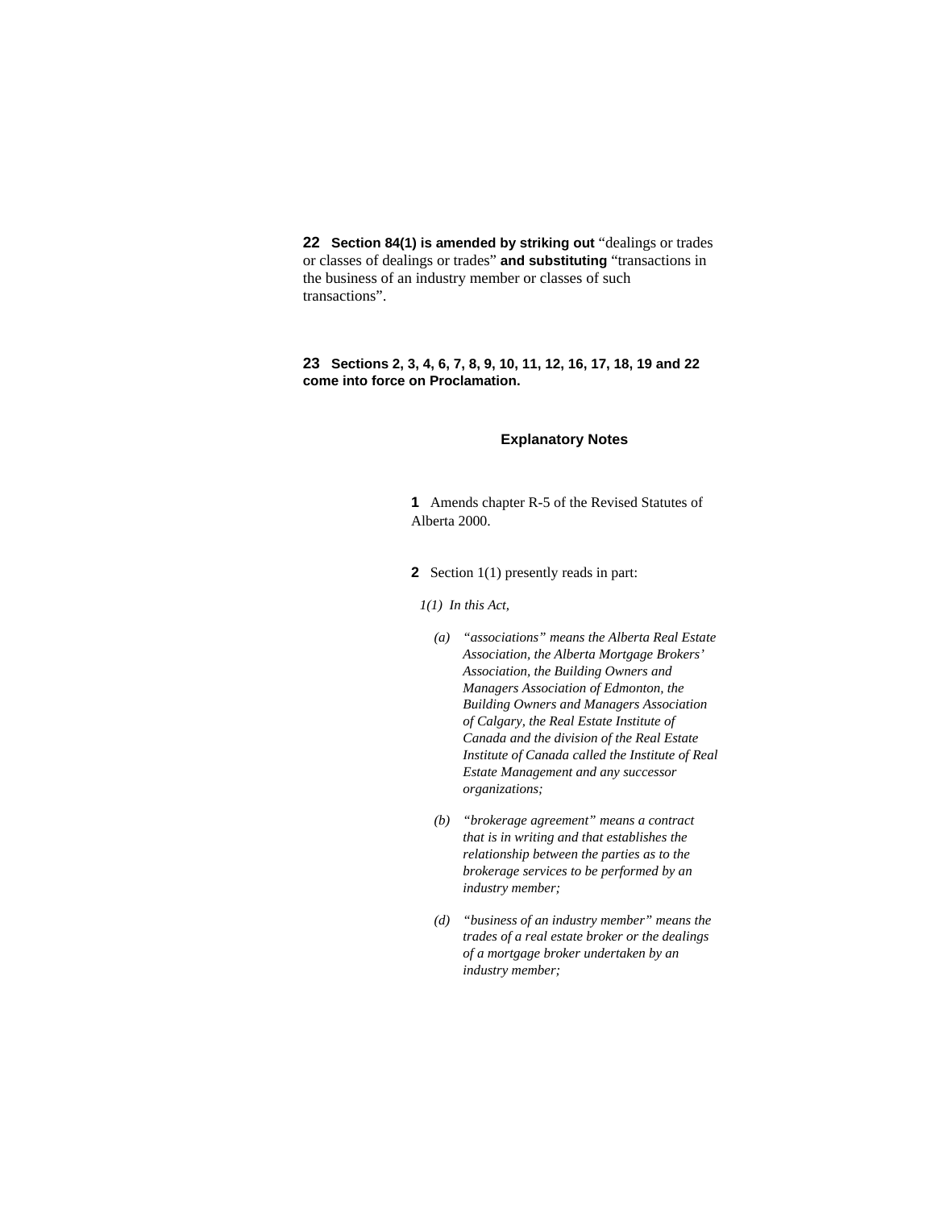**22** **Section 84(1) is amended by striking out** "dealings or trades or classes of dealings or trades" **and substituting** "transactions in the business of an industry member or classes of such transactions".

**23** **Sections 2, 3, 4, 6, 7, 8, 9, 10, 11, 12, 16, 17, 18, 19 and 22 come into force on Proclamation.**

## Explanatory Notes

**1** Amends chapter R-5 of the Revised Statutes of Alberta 2000.

**2** Section 1(1) presently reads in part:

*1(1) In this Act,*

*(a) "associations" means the Alberta Real Estate Association, the Alberta Mortgage Brokers' Association, the Building Owners and Managers Association of Edmonton, the Building Owners and Managers Association of Calgary, the Real Estate Institute of Canada and the division of the Real Estate Institute of Canada called the Institute of Real Estate Management and any successor organizations;*

*(b) "brokerage agreement" means a contract that is in writing and that establishes the relationship between the parties as to the brokerage services to be performed by an industry member;*

*(d) "business of an industry member" means the trades of a real estate broker or the dealings of a mortgage broker undertaken by an industry member;*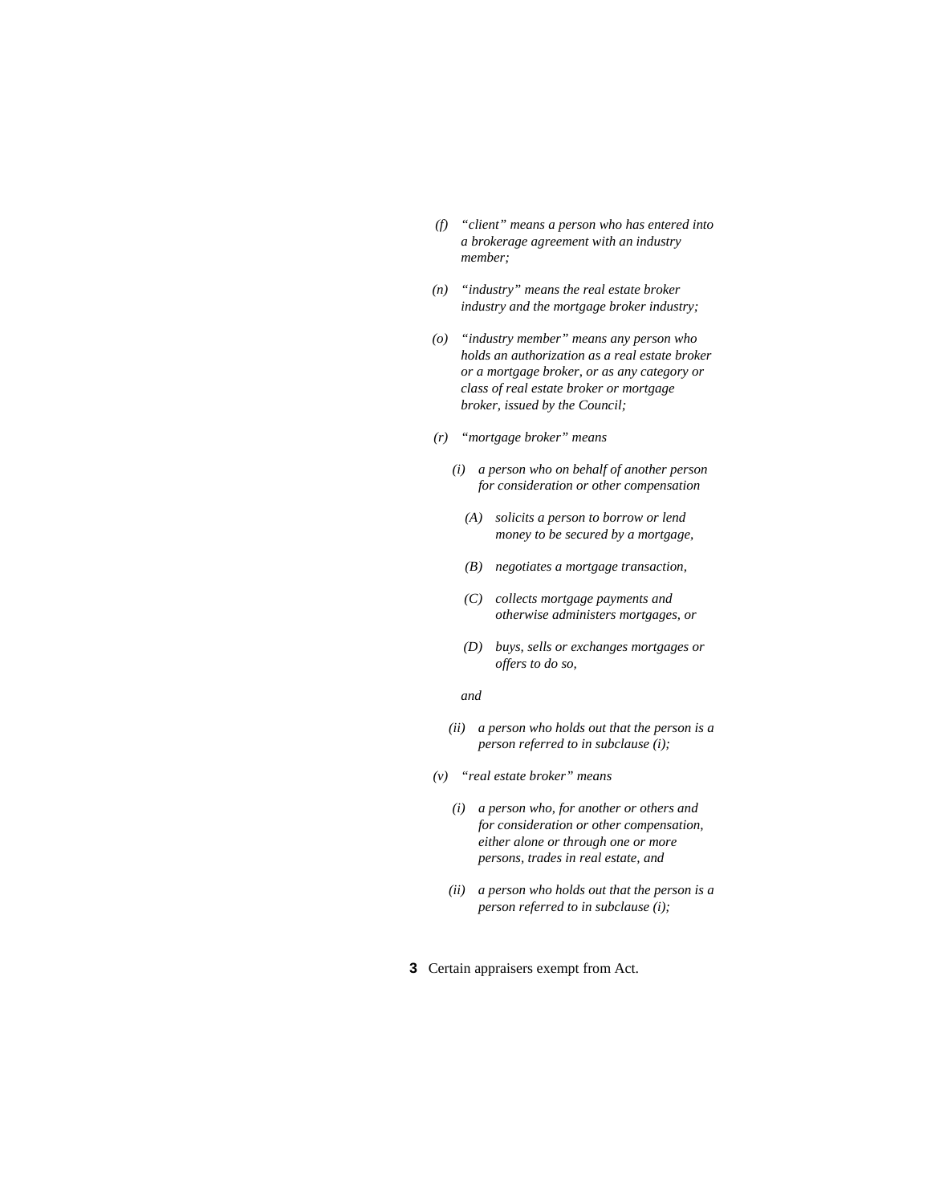*(f) "client" means a person who has entered into a brokerage agreement with an industry member;*

*(n) "industry" means the real estate broker industry and the mortgage broker industry;*

*(o) "industry member" means any person who holds an authorization as a real estate broker or a mortgage broker, or as any category or class of real estate broker or mortgage broker, issued by the Council;*

*(r) "mortgage broker" means*

*(i) a person who on behalf of another person for consideration or other compensation*

*(A) solicits a person to borrow or lend money to be secured by a mortgage,*

*(B) negotiates a mortgage transaction,*

*(C) collects mortgage payments and otherwise administers mortgages, or*

*(D) buys, sells or exchanges mortgages or offers to do so,*

*and*

*(ii) a person who holds out that the person is a person referred to in subclause (i);*

*(v) "real estate broker" means*

*(i) a person who, for another or others and for consideration or other compensation, either alone or through one or more persons, trades in real estate, and*

*(ii) a person who holds out that the person is a person referred to in subclause (i);*

**3** Certain appraisers exempt from Act.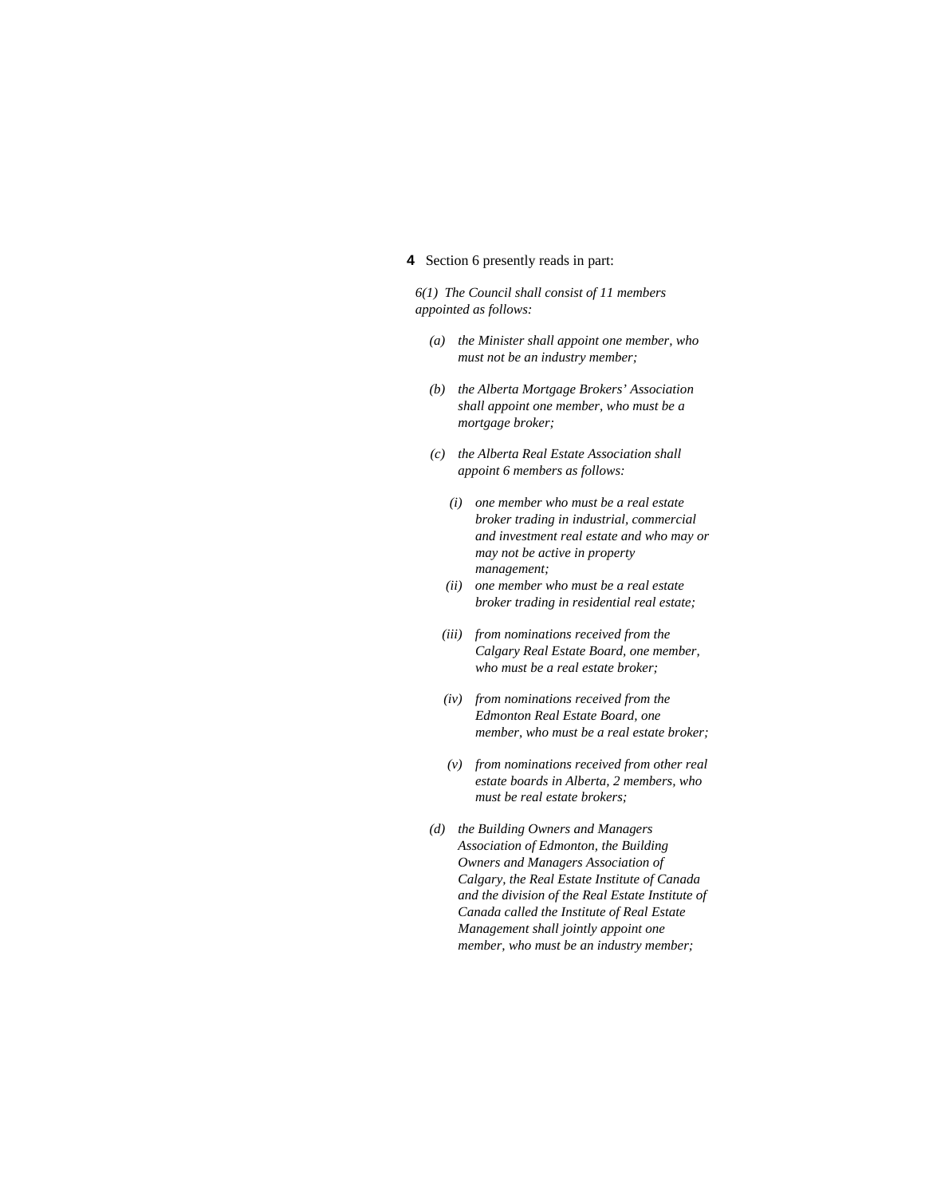**4** Section 6 presently reads in part:

*6(1) The Council shall consist of 11 members appointed as follows:*

- *(a) the Minister shall appoint one member, who must not be an industry member;*
- *(b) the Alberta Mortgage Brokers' Association shall appoint one member, who must be a mortgage broker;*
- *(c) the Alberta Real Estate Association shall appoint 6 members as follows:*
  - *(i) one member who must be a real estate broker trading in industrial, commercial and investment real estate and who may or may not be active in property management;*
  - *(ii) one member who must be a real estate broker trading in residential real estate;*
  - *(iii) from nominations received from the Calgary Real Estate Board, one member, who must be a real estate broker;*
  - *(iv) from nominations received from the Edmonton Real Estate Board, one member, who must be a real estate broker;*
  - *(v) from nominations received from other real estate boards in Alberta, 2 members, who must be real estate brokers;*
- *(d) the Building Owners and Managers Association of Edmonton, the Building Owners and Managers Association of Calgary, the Real Estate Institute of Canada and the division of the Real Estate Institute of Canada called the Institute of Real Estate Management shall jointly appoint one member, who must be an industry member;*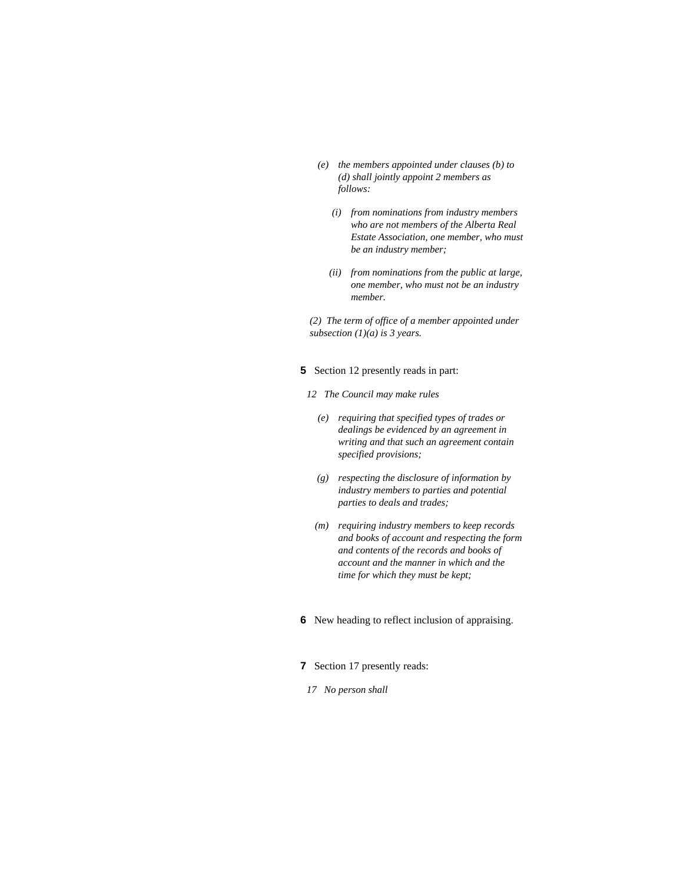*(e) the members appointed under clauses (b) to (d) shall jointly appoint 2 members as follows:*

*(i) from nominations from industry members who are not members of the Alberta Real Estate Association, one member, who must be an industry member;*

*(ii) from nominations from the public at large, one member, who must not be an industry member.*

*(2) The term of office of a member appointed under subsection (1)(a) is 3 years.*

**5** Section 12 presently reads in part:

*12 The Council may make rules*

*(e) requiring that specified types of trades or dealings be evidenced by an agreement in writing and that such an agreement contain specified provisions;*

*(g) respecting the disclosure of information by industry members to parties and potential parties to deals and trades;*

*(m) requiring industry members to keep records and books of account and respecting the form and contents of the records and books of account and the manner in which and the time for which they must be kept;*

**6** New heading to reflect inclusion of appraising.

**7** Section 17 presently reads:

*17 No person shall*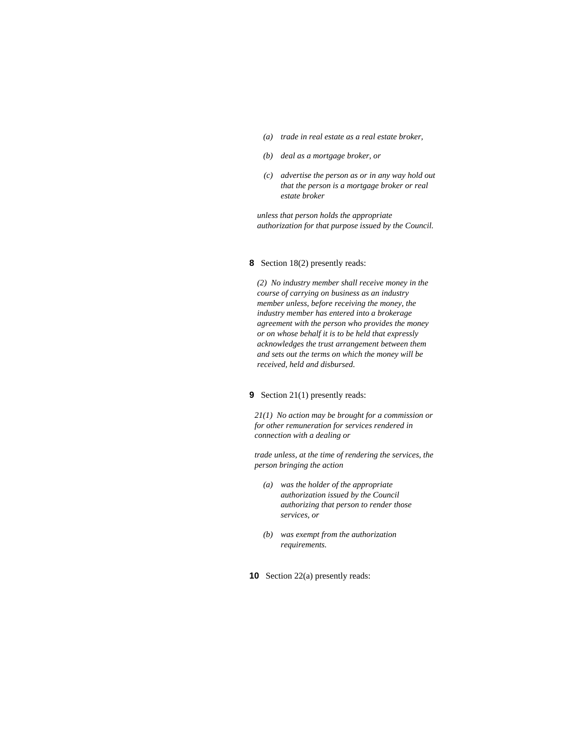*(a) trade in real estate as a real estate broker,*

*(b) deal as a mortgage broker, or*

*(c) advertise the person as or in any way hold out that the person is a mortgage broker or real estate broker*

*unless that person holds the appropriate authorization for that purpose issued by the Council.*

**8** Section 18(2) presently reads:

*(2) No industry member shall receive money in the course of carrying on business as an industry member unless, before receiving the money, the industry member has entered into a brokerage agreement with the person who provides the money or on whose behalf it is to be held that expressly acknowledges the trust arrangement between them and sets out the terms on which the money will be received, held and disbursed.*

**9** Section 21(1) presently reads:

*21(1) No action may be brought for a commission or for other remuneration for services rendered in connection with a dealing or*

*trade unless, at the time of rendering the services, the person bringing the action*

*(a) was the holder of the appropriate authorization issued by the Council authorizing that person to render those services, or*

*(b) was exempt from the authorization requirements.*

**10** Section 22(a) presently reads: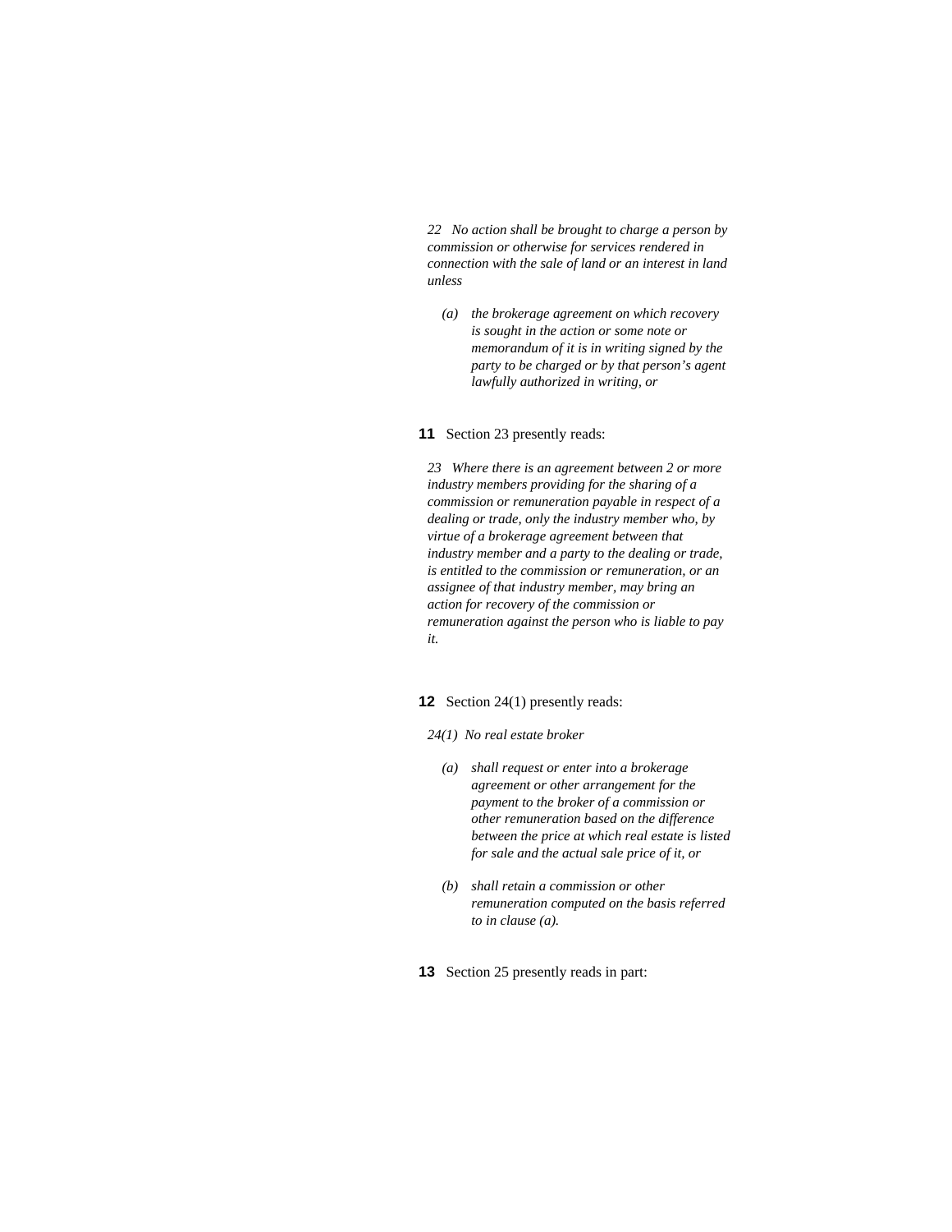*22 No action shall be brought to charge a person by commission or otherwise for services rendered in connection with the sale of land or an interest in land unless*

> *(a) the brokerage agreement on which recovery is sought in the action or some note or memorandum of it is in writing signed by the party to be charged or by that person's agent lawfully authorized in writing, or*

**11** Section 23 presently reads:

*23 Where there is an agreement between 2 or more industry members providing for the sharing of a commission or remuneration payable in respect of a dealing or trade, only the industry member who, by virtue of a brokerage agreement between that industry member and a party to the dealing or trade, is entitled to the commission or remuneration, or an assignee of that industry member, may bring an action for recovery of the commission or remuneration against the person who is liable to pay it.*

**12** Section 24(1) presently reads:

*24(1) No real estate broker*

> *(a) shall request or enter into a brokerage agreement or other arrangement for the payment to the broker of a commission or other remuneration based on the difference between the price at which real estate is listed for sale and the actual sale price of it, or*
>
> *(b) shall retain a commission or other remuneration computed on the basis referred to in clause (a).*

**13** Section 25 presently reads in part: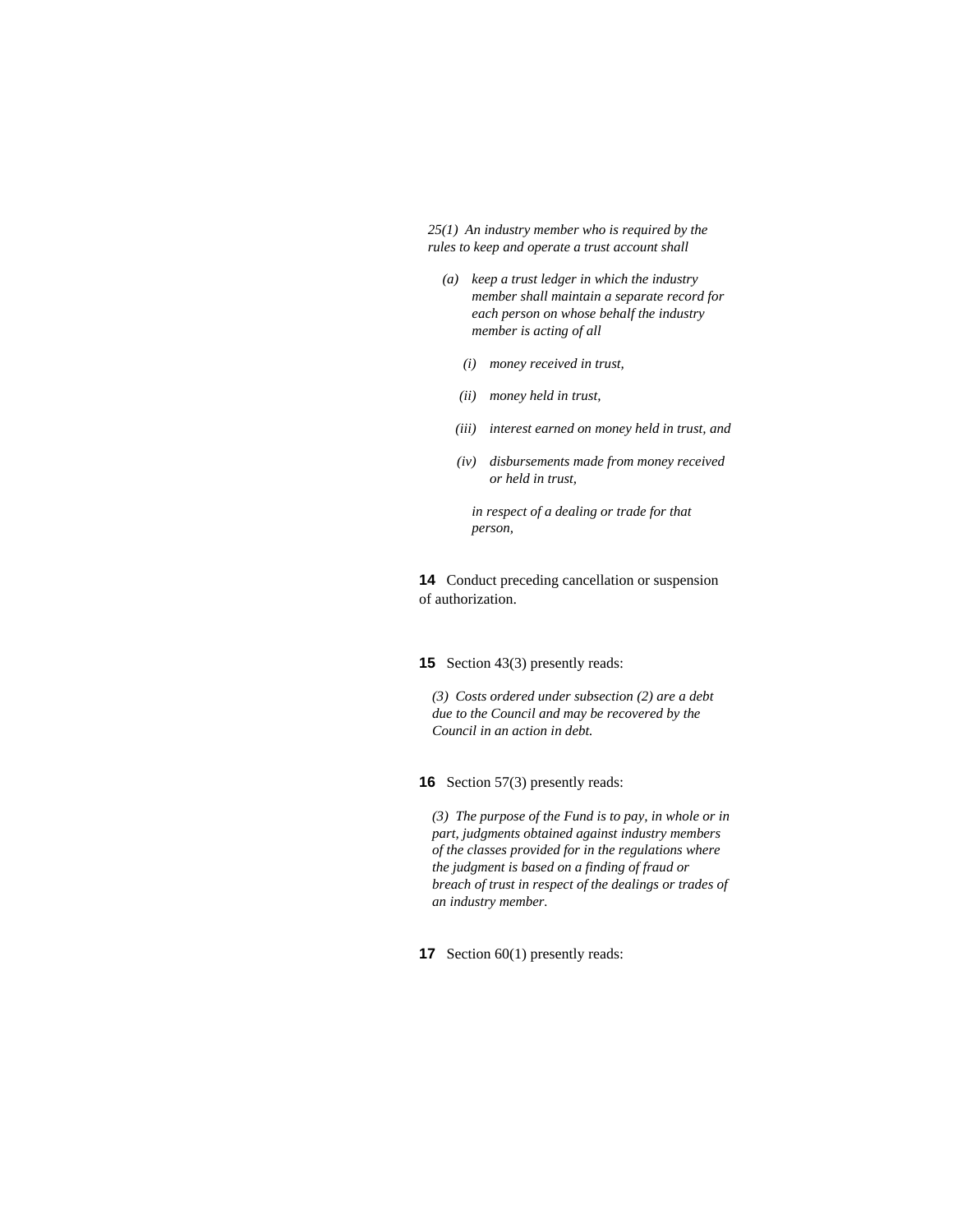*25(1) An industry member who is required by the rules to keep and operate a trust account shall*

*(a) keep a trust ledger in which the industry member shall maintain a separate record for each person on whose behalf the industry member is acting of all*

*(i) money received in trust,*

*(ii) money held in trust,*

*(iii) interest earned on money held in trust, and*

*(iv) disbursements made from money received or held in trust,*

*in respect of a dealing or trade for that person,*

**14** Conduct preceding cancellation or suspension of authorization.

**15** Section 43(3) presently reads:

*(3) Costs ordered under subsection (2) are a debt due to the Council and may be recovered by the Council in an action in debt.*

**16** Section 57(3) presently reads:

*(3) The purpose of the Fund is to pay, in whole or in part, judgments obtained against industry members of the classes provided for in the regulations where the judgment is based on a finding of fraud or breach of trust in respect of the dealings or trades of an industry member.*

**17** Section 60(1) presently reads: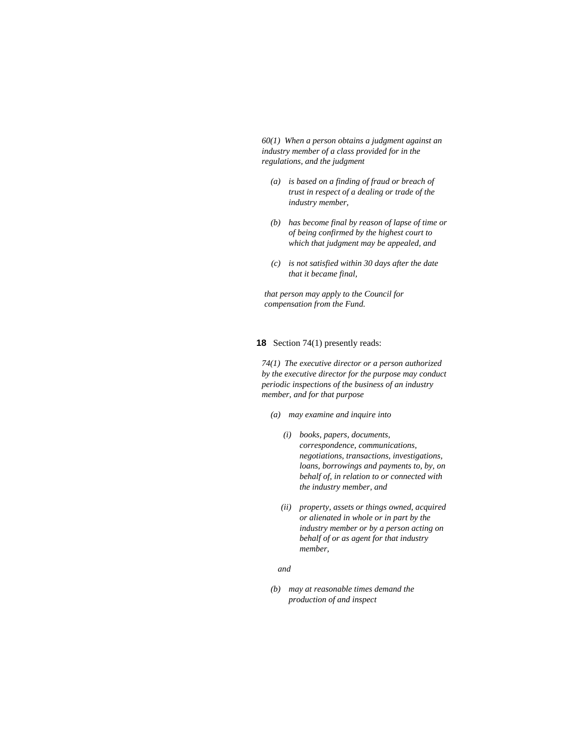*60(1) When a person obtains a judgment against an industry member of a class provided for in the regulations, and the judgment*

- *(a) is based on a finding of fraud or breach of trust in respect of a dealing or trade of the industry member,*
- *(b) has become final by reason of lapse of time or of being confirmed by the highest court to which that judgment may be appealed, and*
- *(c) is not satisfied within 30 days after the date that it became final,*

*that person may apply to the Council for compensation from the Fund.*

**18** Section 74(1) presently reads:

*74(1) The executive director or a person authorized by the executive director for the purpose may conduct periodic inspections of the business of an industry member, and for that purpose*

- *(a) may examine and inquire into*
  - *(i) books, papers, documents, correspondence, communications, negotiations, transactions, investigations, loans, borrowings and payments to, by, on behalf of, in relation to or connected with the industry member, and*
  - *(ii) property, assets or things owned, acquired or alienated in whole or in part by the industry member or by a person acting on behalf of or as agent for that industry member,*

  *and*
- *(b) may at reasonable times demand the production of and inspect*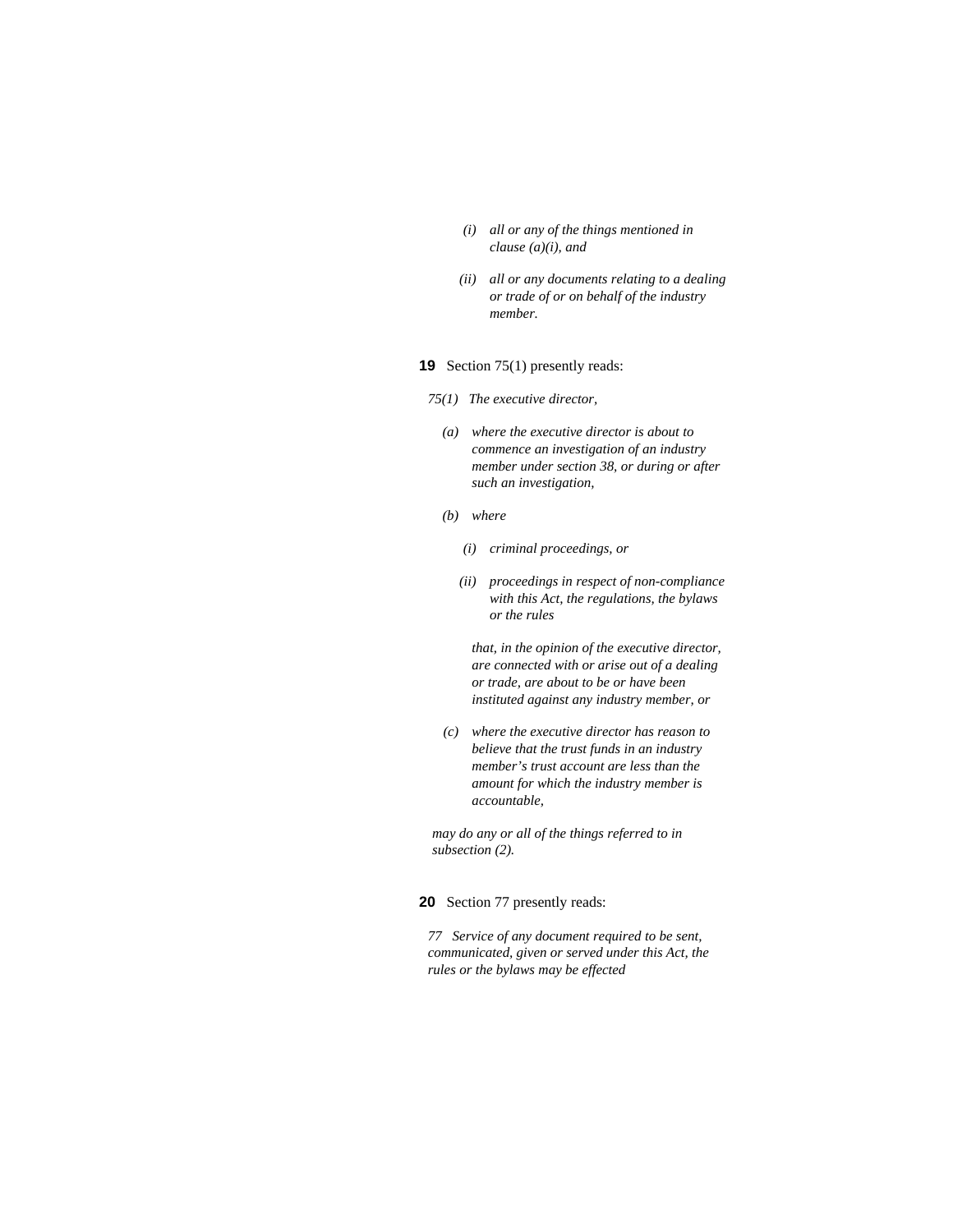*(i) all or any of the things mentioned in clause (a)(i), and*

*(ii) all or any documents relating to a dealing or trade of or on behalf of the industry member.*

**19** Section 75(1) presently reads:

*75(1) The executive director,*

*(a) where the executive director is about to commence an investigation of an industry member under section 38, or during or after such an investigation,*

*(b) where*

*(i) criminal proceedings, or*

*(ii) proceedings in respect of non-compliance with this Act, the regulations, the bylaws or the rules*

*that, in the opinion of the executive director, are connected with or arise out of a dealing or trade, are about to be or have been instituted against any industry member, or*

*(c) where the executive director has reason to believe that the trust funds in an industry member's trust account are less than the amount for which the industry member is accountable,*

*may do any or all of the things referred to in subsection (2).*

**20** Section 77 presently reads:

*77 Service of any document required to be sent, communicated, given or served under this Act, the rules or the bylaws may be effected*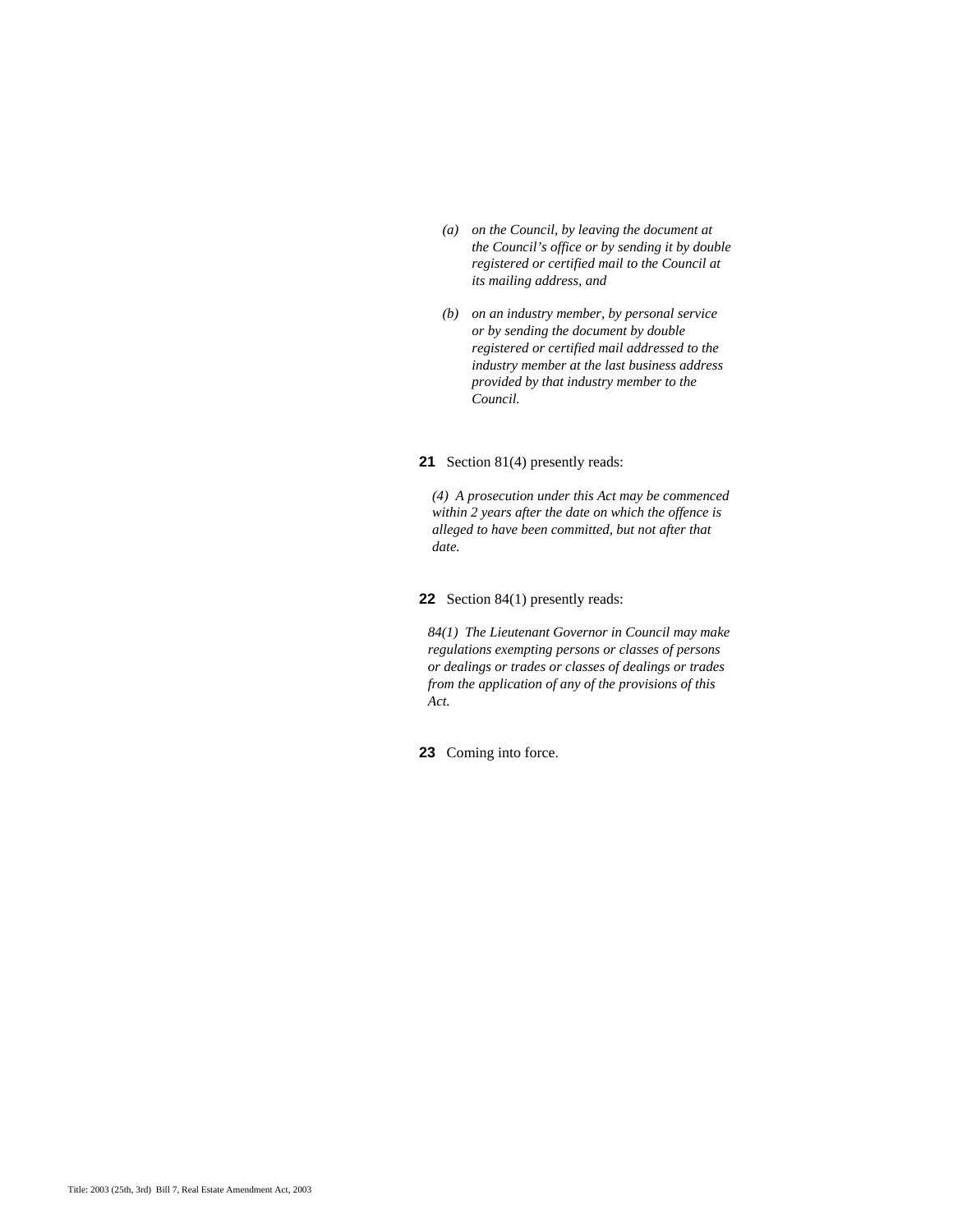*(a) on the Council, by leaving the document at the Council's office or by sending it by double registered or certified mail to the Council at its mailing address, and*

*(b) on an industry member, by personal service or by sending the document by double registered or certified mail addressed to the industry member at the last business address provided by that industry member to the Council.*

**21** Section 81(4) presently reads:

*(4) A prosecution under this Act may be commenced within 2 years after the date on which the offence is alleged to have been committed, but not after that date.*

**22** Section 84(1) presently reads:

*84(1) The Lieutenant Governor in Council may make regulations exempting persons or classes of persons or dealings or trades or classes of dealings or trades from the application of any of the provisions of this Act.*

**23** Coming into force.